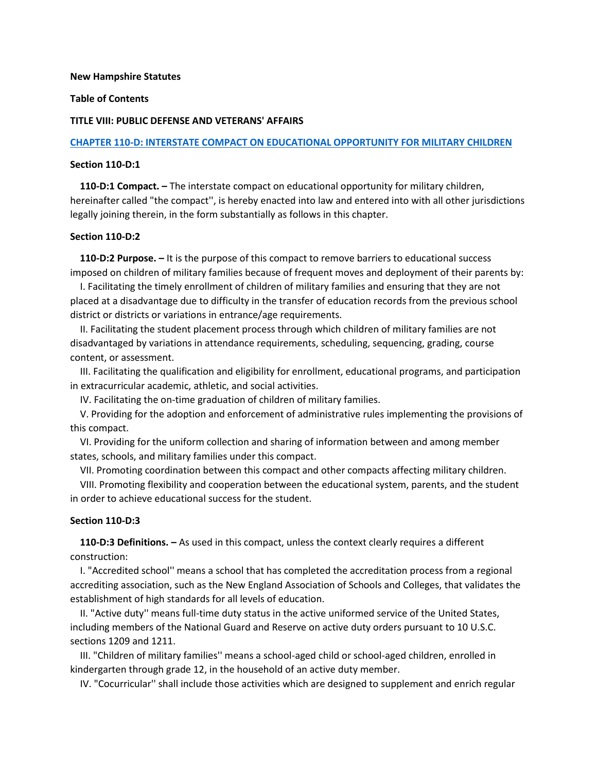**New Hampshire Statutes**

**Table of Contents**

**TITLE VIII: PUBLIC DEFENSE AND VETERANS' AFFAIRS**

**CHAPTER 110-D: INTERSTATE COMPACT ON EDUCATIONAL OPPORTUNITY FOR MILITARY CHILDREN**

**Section 110-D:1**

**110-D:1 Compact. –** The interstate compact on educational opportunity for military children, hereinafter called "the compact'', is hereby enacted into law and entered into with all other jurisdictions legally joining therein, in the form substantially as follows in this chapter.

**Section 110-D:2**

**110-D:2 Purpose. –** It is the purpose of this compact to remove barriers to educational success imposed on children of military families because of frequent moves and deployment of their parents by:

I. Facilitating the timely enrollment of children of military families and ensuring that they are not placed at a disadvantage due to difficulty in the transfer of education records from the previous school district or districts or variations in entrance/age requirements.

II. Facilitating the student placement process through which children of military families are not disadvantaged by variations in attendance requirements, scheduling, sequencing, grading, course content, or assessment.

III. Facilitating the qualification and eligibility for enrollment, educational programs, and participation in extracurricular academic, athletic, and social activities.

IV. Facilitating the on-time graduation of children of military families.

V. Providing for the adoption and enforcement of administrative rules implementing the provisions of this compact.

VI. Providing for the uniform collection and sharing of information between and among member states, schools, and military families under this compact.

VII. Promoting coordination between this compact and other compacts affecting military children.

VIII. Promoting flexibility and cooperation between the educational system, parents, and the student in order to achieve educational success for the student.

**Section 110-D:3**

**110-D:3 Definitions. –** As used in this compact, unless the context clearly requires a different construction:

I. "Accredited school'' means a school that has completed the accreditation process from a regional accrediting association, such as the New England Association of Schools and Colleges, that validates the establishment of high standards for all levels of education.

II. "Active duty'' means full-time duty status in the active uniformed service of the United States, including members of the National Guard and Reserve on active duty orders pursuant to 10 U.S.C. sections 1209 and 1211.

III. "Children of military families'' means a school-aged child or school-aged children, enrolled in kindergarten through grade 12, in the household of an active duty member.

IV. "Cocurricular'' shall include those activities which are designed to supplement and enrich regular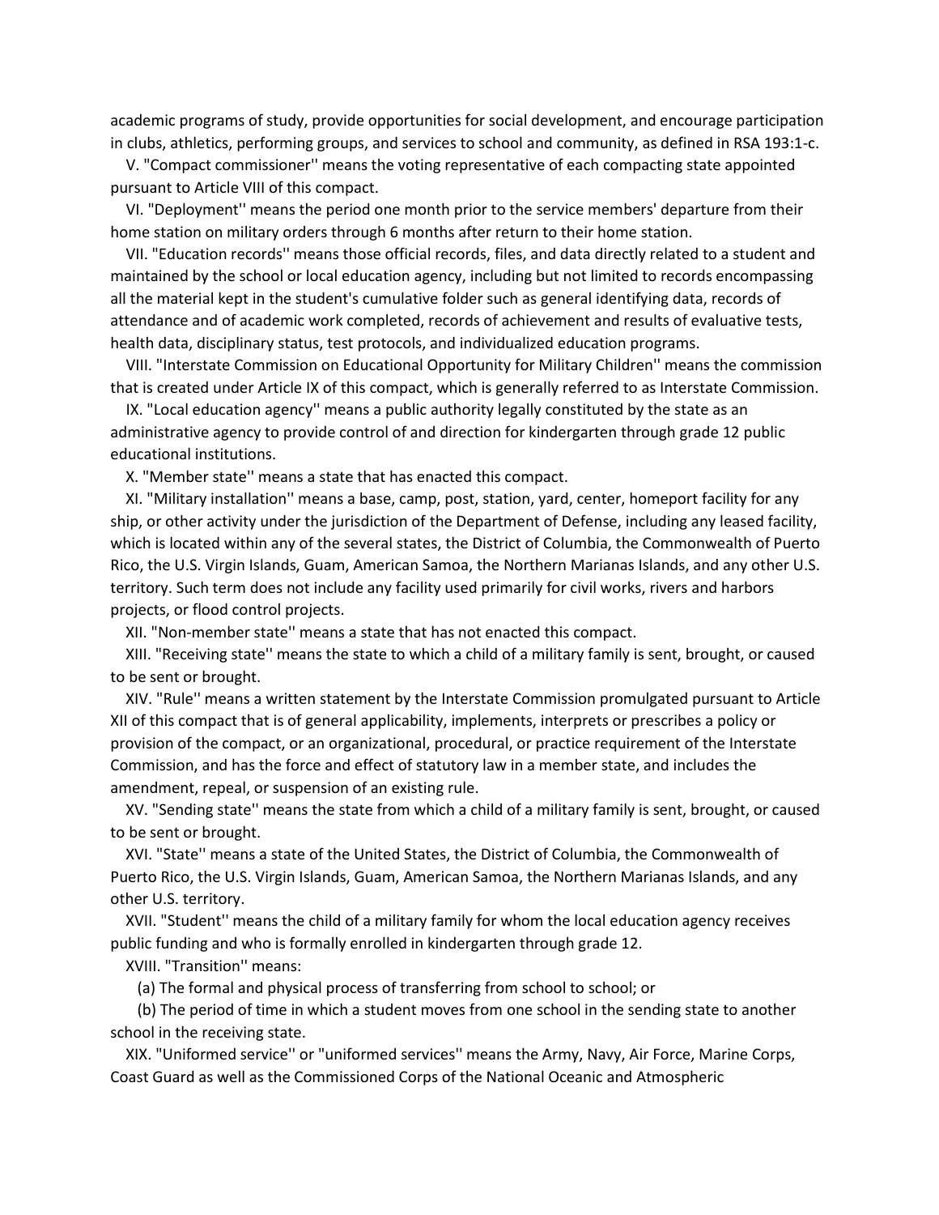academic programs of study, provide opportunities for social development, and encourage participation in clubs, athletics, performing groups, and services to school and community, as defined in RSA 193:1-c.

V. "Compact commissioner'' means the voting representative of each compacting state appointed pursuant to Article VIII of this compact.

VI. "Deployment'' means the period one month prior to the service members' departure from their home station on military orders through 6 months after return to their home station.

VII. "Education records'' means those official records, files, and data directly related to a student and maintained by the school or local education agency, including but not limited to records encompassing all the material kept in the student's cumulative folder such as general identifying data, records of attendance and of academic work completed, records of achievement and results of evaluative tests, health data, disciplinary status, test protocols, and individualized education programs.

VIII. "Interstate Commission on Educational Opportunity for Military Children'' means the commission that is created under Article IX of this compact, which is generally referred to as Interstate Commission.

IX. "Local education agency'' means a public authority legally constituted by the state as an administrative agency to provide control of and direction for kindergarten through grade 12 public educational institutions.

X. "Member state'' means a state that has enacted this compact.

XI. "Military installation'' means a base, camp, post, station, yard, center, homeport facility for any ship, or other activity under the jurisdiction of the Department of Defense, including any leased facility, which is located within any of the several states, the District of Columbia, the Commonwealth of Puerto Rico, the U.S. Virgin Islands, Guam, American Samoa, the Northern Marianas Islands, and any other U.S. territory. Such term does not include any facility used primarily for civil works, rivers and harbors projects, or flood control projects.

XII. "Non-member state'' means a state that has not enacted this compact.

XIII. "Receiving state'' means the state to which a child of a military family is sent, brought, or caused to be sent or brought.

XIV. "Rule'' means a written statement by the Interstate Commission promulgated pursuant to Article XII of this compact that is of general applicability, implements, interprets or prescribes a policy or provision of the compact, or an organizational, procedural, or practice requirement of the Interstate Commission, and has the force and effect of statutory law in a member state, and includes the amendment, repeal, or suspension of an existing rule.

XV. "Sending state'' means the state from which a child of a military family is sent, brought, or caused to be sent or brought.

XVI. "State'' means a state of the United States, the District of Columbia, the Commonwealth of Puerto Rico, the U.S. Virgin Islands, Guam, American Samoa, the Northern Marianas Islands, and any other U.S. territory.

XVII. "Student'' means the child of a military family for whom the local education agency receives public funding and who is formally enrolled in kindergarten through grade 12.

XVIII. "Transition'' means:

(a) The formal and physical process of transferring from school to school; or

(b) The period of time in which a student moves from one school in the sending state to another school in the receiving state.

XIX. "Uniformed service'' or "uniformed services'' means the Army, Navy, Air Force, Marine Corps, Coast Guard as well as the Commissioned Corps of the National Oceanic and Atmospheric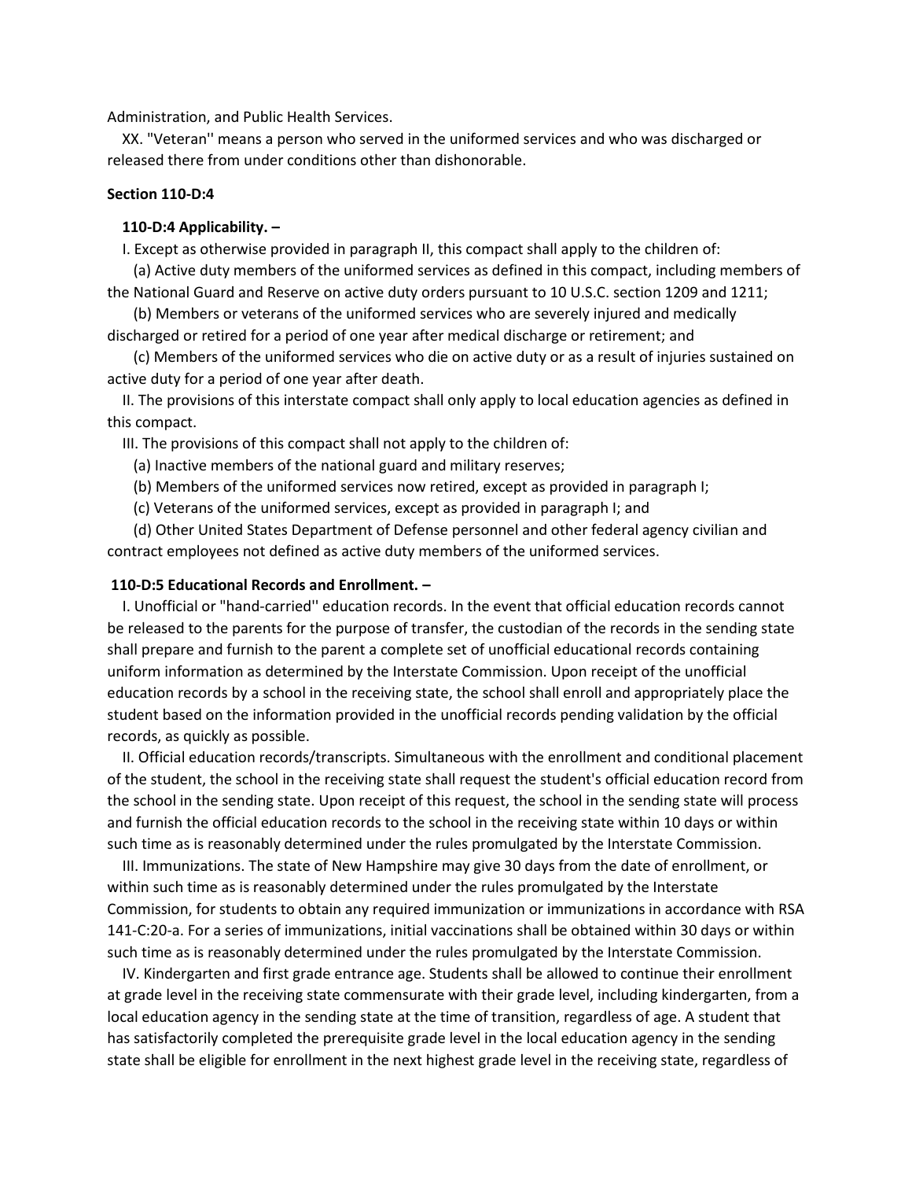Administration, and Public Health Services.

XX. "Veteran'' means a person who served in the uniformed services and who was discharged or released there from under conditions other than dishonorable.

**Section 110-D:4**

**110-D:4 Applicability. –**

I. Except as otherwise provided in paragraph II, this compact shall apply to the children of:

(a) Active duty members of the uniformed services as defined in this compact, including members of the National Guard and Reserve on active duty orders pursuant to 10 U.S.C. section 1209 and 1211;

(b) Members or veterans of the uniformed services who are severely injured and medically discharged or retired for a period of one year after medical discharge or retirement; and

(c) Members of the uniformed services who die on active duty or as a result of injuries sustained on active duty for a period of one year after death.

II. The provisions of this interstate compact shall only apply to local education agencies as defined in this compact.

III. The provisions of this compact shall not apply to the children of:

(a) Inactive members of the national guard and military reserves;

(b) Members of the uniformed services now retired, except as provided in paragraph I;

(c) Veterans of the uniformed services, except as provided in paragraph I; and

(d) Other United States Department of Defense personnel and other federal agency civilian and contract employees not defined as active duty members of the uniformed services.

**110-D:5 Educational Records and Enrollment. –**

I. Unofficial or "hand-carried'' education records. In the event that official education records cannot be released to the parents for the purpose of transfer, the custodian of the records in the sending state shall prepare and furnish to the parent a complete set of unofficial educational records containing uniform information as determined by the Interstate Commission. Upon receipt of the unofficial education records by a school in the receiving state, the school shall enroll and appropriately place the student based on the information provided in the unofficial records pending validation by the official records, as quickly as possible.

II. Official education records/transcripts. Simultaneous with the enrollment and conditional placement of the student, the school in the receiving state shall request the student's official education record from the school in the sending state. Upon receipt of this request, the school in the sending state will process and furnish the official education records to the school in the receiving state within 10 days or within such time as is reasonably determined under the rules promulgated by the Interstate Commission.

III. Immunizations. The state of New Hampshire may give 30 days from the date of enrollment, or within such time as is reasonably determined under the rules promulgated by the Interstate Commission, for students to obtain any required immunization or immunizations in accordance with RSA 141-C:20-a. For a series of immunizations, initial vaccinations shall be obtained within 30 days or within such time as is reasonably determined under the rules promulgated by the Interstate Commission.

IV. Kindergarten and first grade entrance age. Students shall be allowed to continue their enrollment at grade level in the receiving state commensurate with their grade level, including kindergarten, from a local education agency in the sending state at the time of transition, regardless of age. A student that has satisfactorily completed the prerequisite grade level in the local education agency in the sending state shall be eligible for enrollment in the next highest grade level in the receiving state, regardless of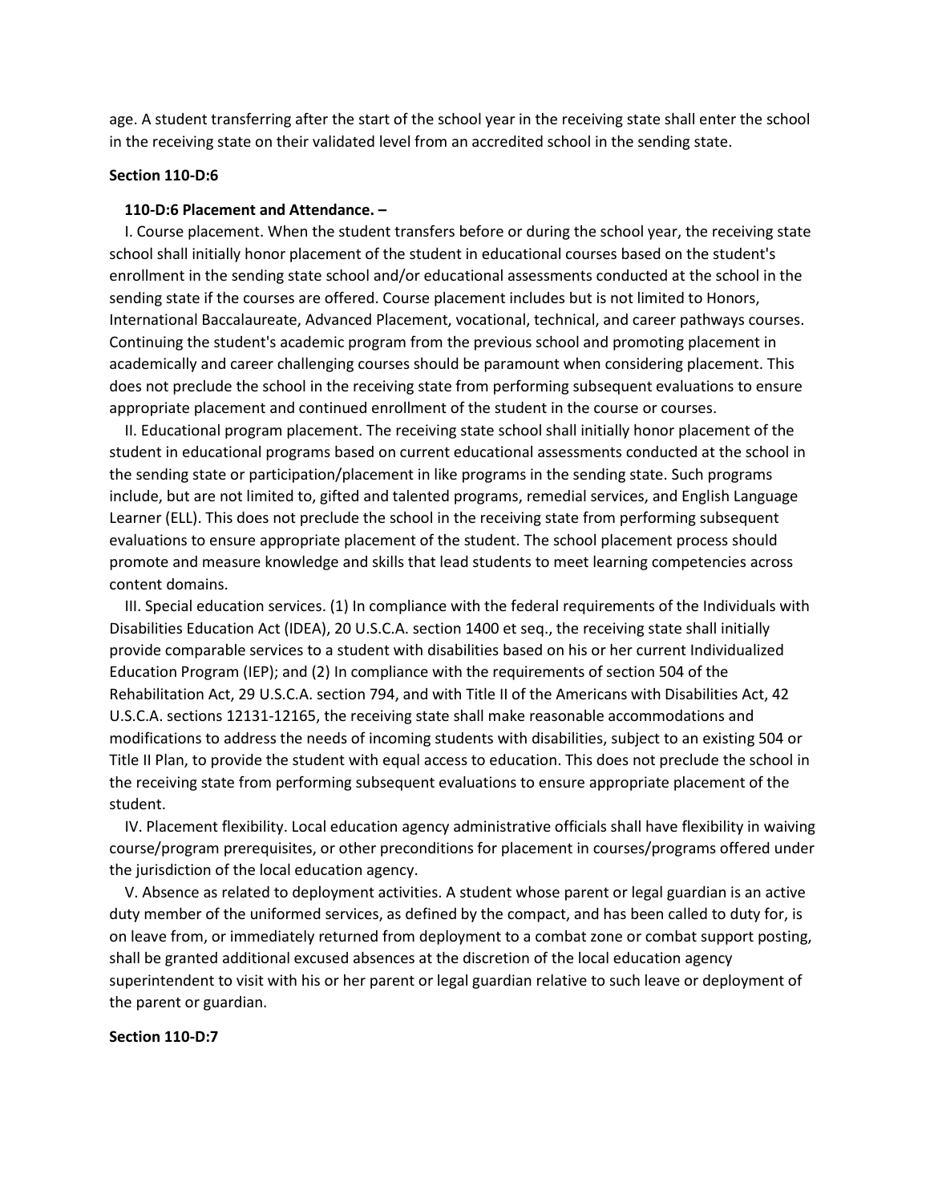age. A student transferring after the start of the school year in the receiving state shall enter the school in the receiving state on their validated level from an accredited school in the sending state.

**Section 110-D:6**

**110-D:6 Placement and Attendance. –**

I. Course placement. When the student transfers before or during the school year, the receiving state school shall initially honor placement of the student in educational courses based on the student's enrollment in the sending state school and/or educational assessments conducted at the school in the sending state if the courses are offered. Course placement includes but is not limited to Honors, International Baccalaureate, Advanced Placement, vocational, technical, and career pathways courses. Continuing the student's academic program from the previous school and promoting placement in academically and career challenging courses should be paramount when considering placement. This does not preclude the school in the receiving state from performing subsequent evaluations to ensure appropriate placement and continued enrollment of the student in the course or courses.

II. Educational program placement. The receiving state school shall initially honor placement of the student in educational programs based on current educational assessments conducted at the school in the sending state or participation/placement in like programs in the sending state. Such programs include, but are not limited to, gifted and talented programs, remedial services, and English Language Learner (ELL). This does not preclude the school in the receiving state from performing subsequent evaluations to ensure appropriate placement of the student. The school placement process should promote and measure knowledge and skills that lead students to meet learning competencies across content domains.

III. Special education services. (1) In compliance with the federal requirements of the Individuals with Disabilities Education Act (IDEA), 20 U.S.C.A. section 1400 et seq., the receiving state shall initially provide comparable services to a student with disabilities based on his or her current Individualized Education Program (IEP); and (2) In compliance with the requirements of section 504 of the Rehabilitation Act, 29 U.S.C.A. section 794, and with Title II of the Americans with Disabilities Act, 42 U.S.C.A. sections 12131-12165, the receiving state shall make reasonable accommodations and modifications to address the needs of incoming students with disabilities, subject to an existing 504 or Title II Plan, to provide the student with equal access to education. This does not preclude the school in the receiving state from performing subsequent evaluations to ensure appropriate placement of the student.

IV. Placement flexibility. Local education agency administrative officials shall have flexibility in waiving course/program prerequisites, or other preconditions for placement in courses/programs offered under the jurisdiction of the local education agency.

V. Absence as related to deployment activities. A student whose parent or legal guardian is an active duty member of the uniformed services, as defined by the compact, and has been called to duty for, is on leave from, or immediately returned from deployment to a combat zone or combat support posting, shall be granted additional excused absences at the discretion of the local education agency superintendent to visit with his or her parent or legal guardian relative to such leave or deployment of the parent or guardian.

**Section 110-D:7**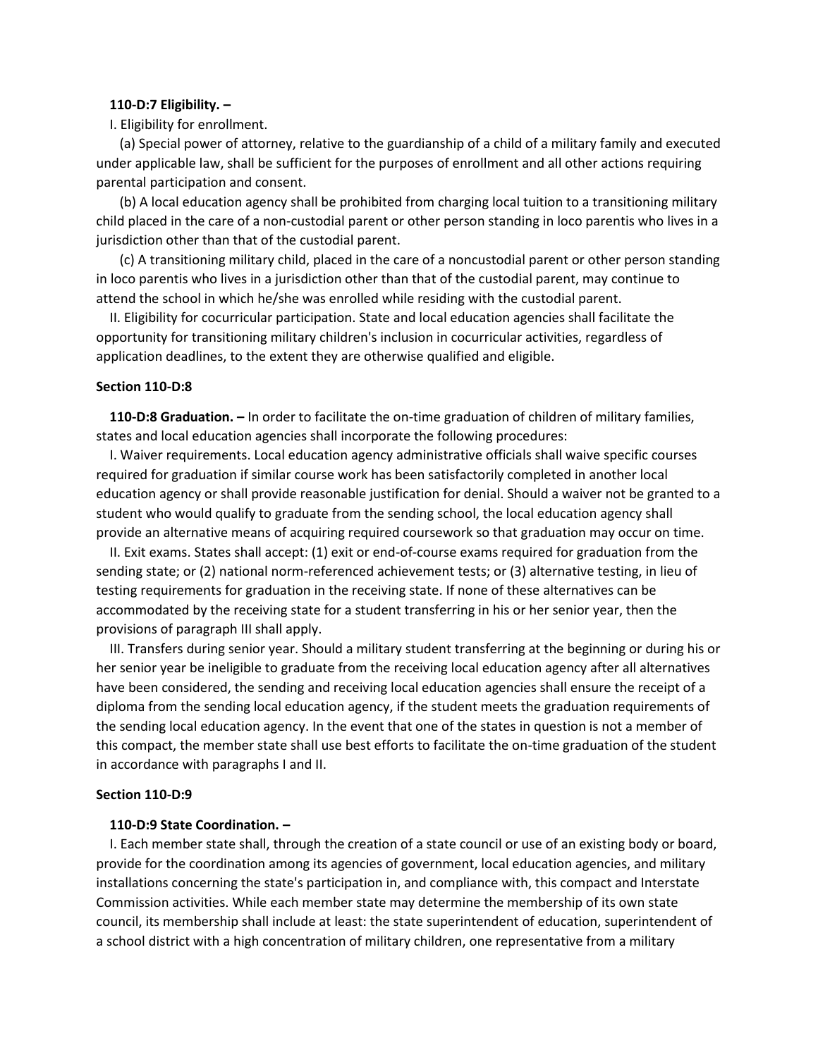**110-D:7 Eligibility. –**

I. Eligibility for enrollment.

(a) Special power of attorney, relative to the guardianship of a child of a military family and executed under applicable law, shall be sufficient for the purposes of enrollment and all other actions requiring parental participation and consent.

(b) A local education agency shall be prohibited from charging local tuition to a transitioning military child placed in the care of a non-custodial parent or other person standing in loco parentis who lives in a jurisdiction other than that of the custodial parent.

(c) A transitioning military child, placed in the care of a noncustodial parent or other person standing in loco parentis who lives in a jurisdiction other than that of the custodial parent, may continue to attend the school in which he/she was enrolled while residing with the custodial parent.

II. Eligibility for cocurricular participation. State and local education agencies shall facilitate the opportunity for transitioning military children's inclusion in cocurricular activities, regardless of application deadlines, to the extent they are otherwise qualified and eligible.

**Section 110-D:8**

**110-D:8 Graduation. –** In order to facilitate the on-time graduation of children of military families, states and local education agencies shall incorporate the following procedures:

I. Waiver requirements. Local education agency administrative officials shall waive specific courses required for graduation if similar course work has been satisfactorily completed in another local education agency or shall provide reasonable justification for denial. Should a waiver not be granted to a student who would qualify to graduate from the sending school, the local education agency shall provide an alternative means of acquiring required coursework so that graduation may occur on time.

II. Exit exams. States shall accept: (1) exit or end-of-course exams required for graduation from the sending state; or (2) national norm-referenced achievement tests; or (3) alternative testing, in lieu of testing requirements for graduation in the receiving state. If none of these alternatives can be accommodated by the receiving state for a student transferring in his or her senior year, then the provisions of paragraph III shall apply.

III. Transfers during senior year. Should a military student transferring at the beginning or during his or her senior year be ineligible to graduate from the receiving local education agency after all alternatives have been considered, the sending and receiving local education agencies shall ensure the receipt of a diploma from the sending local education agency, if the student meets the graduation requirements of the sending local education agency. In the event that one of the states in question is not a member of this compact, the member state shall use best efforts to facilitate the on-time graduation of the student in accordance with paragraphs I and II.

**Section 110-D:9**

**110-D:9 State Coordination. –**

I. Each member state shall, through the creation of a state council or use of an existing body or board, provide for the coordination among its agencies of government, local education agencies, and military installations concerning the state's participation in, and compliance with, this compact and Interstate Commission activities. While each member state may determine the membership of its own state council, its membership shall include at least: the state superintendent of education, superintendent of a school district with a high concentration of military children, one representative from a military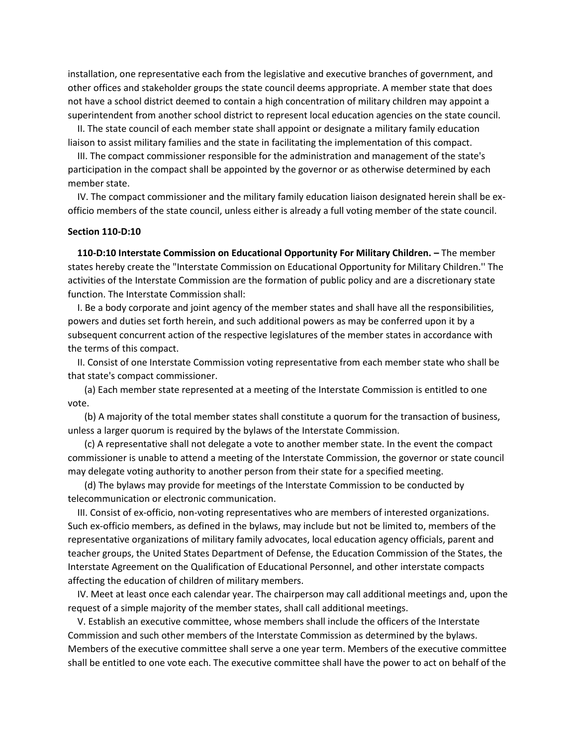installation, one representative each from the legislative and executive branches of government, and other offices and stakeholder groups the state council deems appropriate. A member state that does not have a school district deemed to contain a high concentration of military children may appoint a superintendent from another school district to represent local education agencies on the state council.

II. The state council of each member state shall appoint or designate a military family education liaison to assist military families and the state in facilitating the implementation of this compact.

III. The compact commissioner responsible for the administration and management of the state's participation in the compact shall be appointed by the governor or as otherwise determined by each member state.

IV. The compact commissioner and the military family education liaison designated herein shall be ex-officio members of the state council, unless either is already a full voting member of the state council.

**Section 110-D:10**

**110-D:10 Interstate Commission on Educational Opportunity For Military Children. –** The member states hereby create the "Interstate Commission on Educational Opportunity for Military Children.'' The activities of the Interstate Commission are the formation of public policy and are a discretionary state function. The Interstate Commission shall:

I. Be a body corporate and joint agency of the member states and shall have all the responsibilities, powers and duties set forth herein, and such additional powers as may be conferred upon it by a subsequent concurrent action of the respective legislatures of the member states in accordance with the terms of this compact.

II. Consist of one Interstate Commission voting representative from each member state who shall be that state's compact commissioner.

(a) Each member state represented at a meeting of the Interstate Commission is entitled to one vote.

(b) A majority of the total member states shall constitute a quorum for the transaction of business, unless a larger quorum is required by the bylaws of the Interstate Commission.

(c) A representative shall not delegate a vote to another member state. In the event the compact commissioner is unable to attend a meeting of the Interstate Commission, the governor or state council may delegate voting authority to another person from their state for a specified meeting.

(d) The bylaws may provide for meetings of the Interstate Commission to be conducted by telecommunication or electronic communication.

III. Consist of ex-officio, non-voting representatives who are members of interested organizations. Such ex-officio members, as defined in the bylaws, may include but not be limited to, members of the representative organizations of military family advocates, local education agency officials, parent and teacher groups, the United States Department of Defense, the Education Commission of the States, the Interstate Agreement on the Qualification of Educational Personnel, and other interstate compacts affecting the education of children of military members.

IV. Meet at least once each calendar year. The chairperson may call additional meetings and, upon the request of a simple majority of the member states, shall call additional meetings.

V. Establish an executive committee, whose members shall include the officers of the Interstate Commission and such other members of the Interstate Commission as determined by the bylaws. Members of the executive committee shall serve a one year term. Members of the executive committee shall be entitled to one vote each. The executive committee shall have the power to act on behalf of the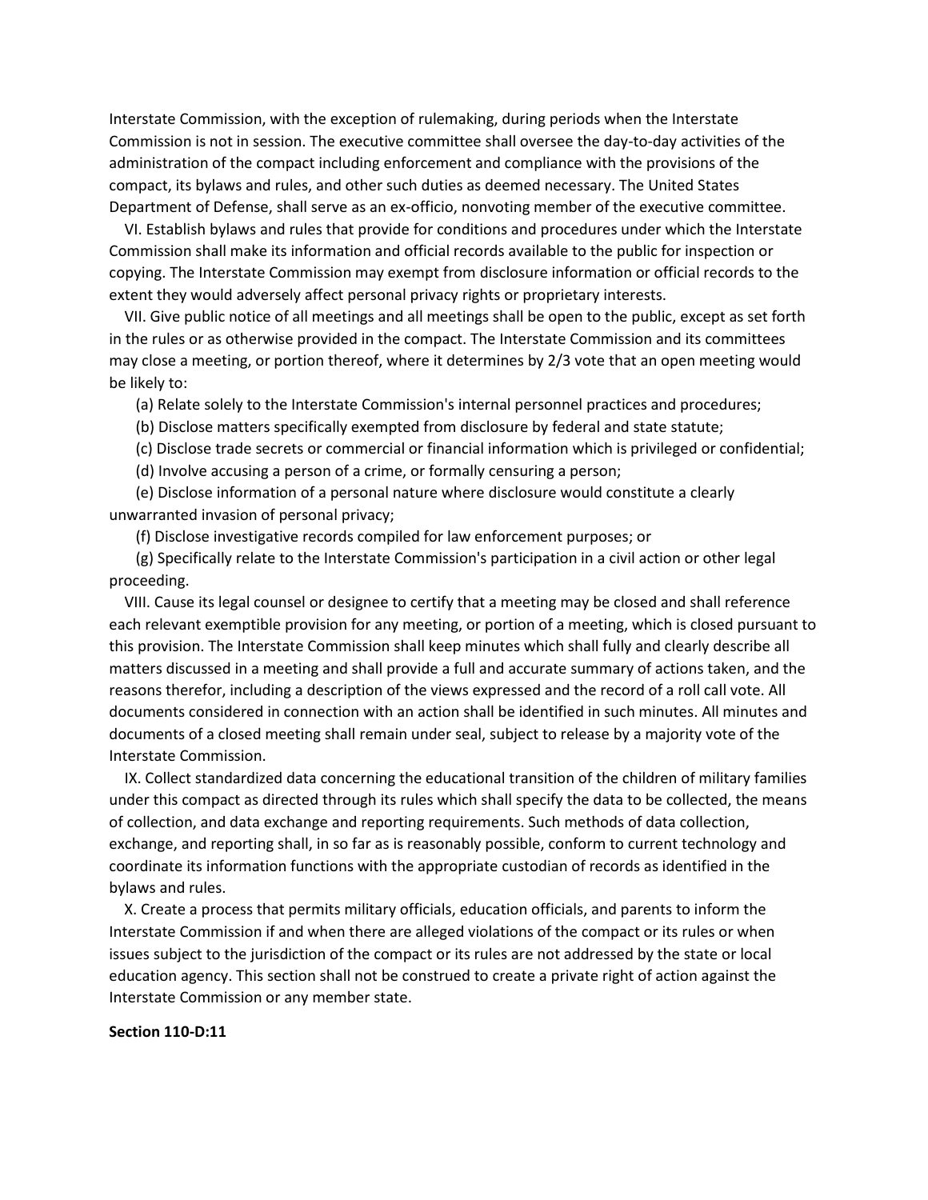Interstate Commission, with the exception of rulemaking, during periods when the Interstate Commission is not in session. The executive committee shall oversee the day-to-day activities of the administration of the compact including enforcement and compliance with the provisions of the compact, its bylaws and rules, and other such duties as deemed necessary. The United States Department of Defense, shall serve as an ex-officio, nonvoting member of the executive committee.

VI. Establish bylaws and rules that provide for conditions and procedures under which the Interstate Commission shall make its information and official records available to the public for inspection or copying. The Interstate Commission may exempt from disclosure information or official records to the extent they would adversely affect personal privacy rights or proprietary interests.

VII. Give public notice of all meetings and all meetings shall be open to the public, except as set forth in the rules or as otherwise provided in the compact. The Interstate Commission and its committees may close a meeting, or portion thereof, where it determines by 2/3 vote that an open meeting would be likely to:

(a) Relate solely to the Interstate Commission's internal personnel practices and procedures;

(b) Disclose matters specifically exempted from disclosure by federal and state statute;

(c) Disclose trade secrets or commercial or financial information which is privileged or confidential;

(d) Involve accusing a person of a crime, or formally censuring a person;

(e) Disclose information of a personal nature where disclosure would constitute a clearly unwarranted invasion of personal privacy;

(f) Disclose investigative records compiled for law enforcement purposes; or

(g) Specifically relate to the Interstate Commission's participation in a civil action or other legal proceeding.

VIII. Cause its legal counsel or designee to certify that a meeting may be closed and shall reference each relevant exemptible provision for any meeting, or portion of a meeting, which is closed pursuant to this provision. The Interstate Commission shall keep minutes which shall fully and clearly describe all matters discussed in a meeting and shall provide a full and accurate summary of actions taken, and the reasons therefor, including a description of the views expressed and the record of a roll call vote. All documents considered in connection with an action shall be identified in such minutes. All minutes and documents of a closed meeting shall remain under seal, subject to release by a majority vote of the Interstate Commission.

IX. Collect standardized data concerning the educational transition of the children of military families under this compact as directed through its rules which shall specify the data to be collected, the means of collection, and data exchange and reporting requirements. Such methods of data collection, exchange, and reporting shall, in so far as is reasonably possible, conform to current technology and coordinate its information functions with the appropriate custodian of records as identified in the bylaws and rules.

X. Create a process that permits military officials, education officials, and parents to inform the Interstate Commission if and when there are alleged violations of the compact or its rules or when issues subject to the jurisdiction of the compact or its rules are not addressed by the state or local education agency. This section shall not be construed to create a private right of action against the Interstate Commission or any member state.

**Section 110-D:11**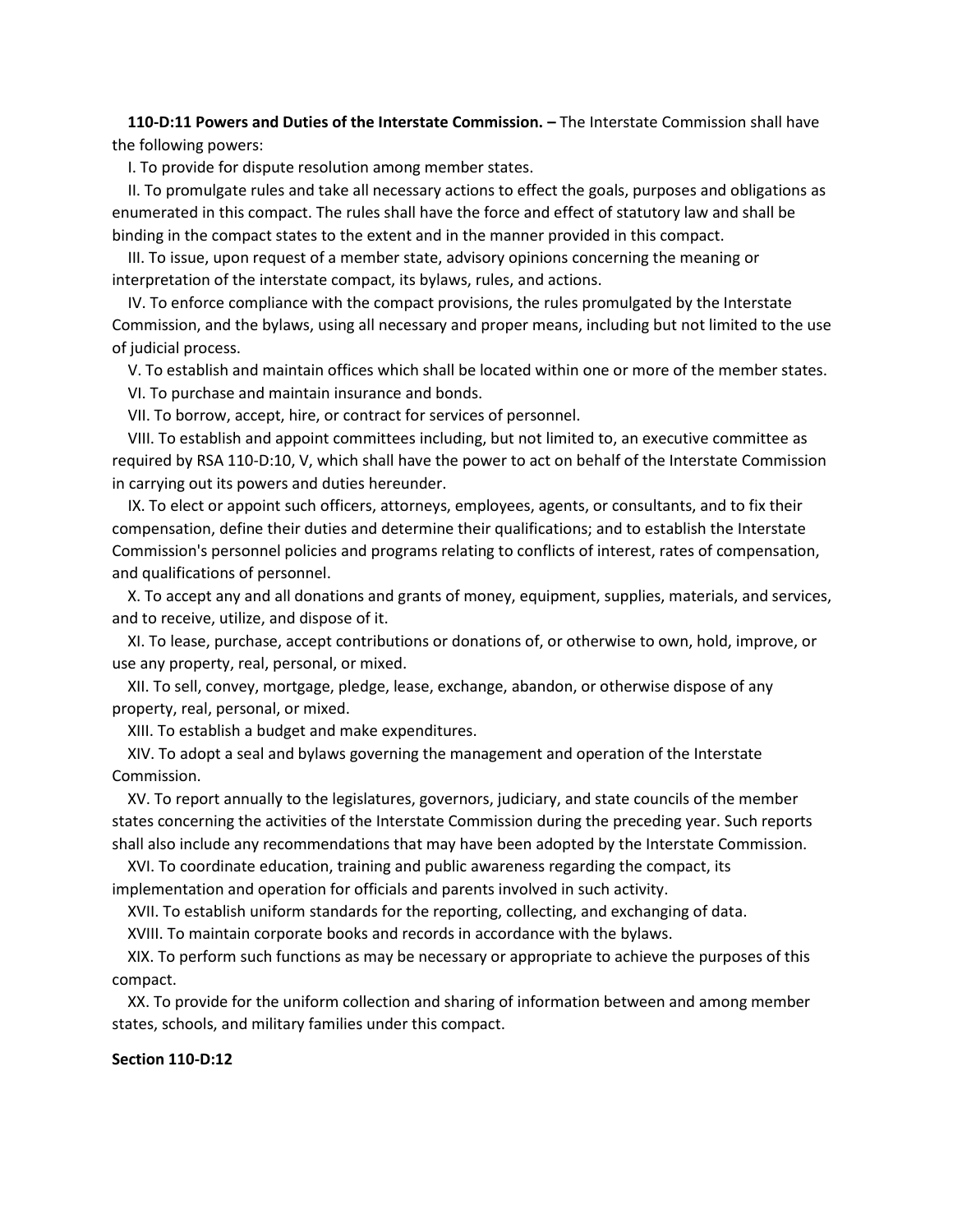**110-D:11 Powers and Duties of the Interstate Commission. –** The Interstate Commission shall have the following powers:

I. To provide for dispute resolution among member states.

II. To promulgate rules and take all necessary actions to effect the goals, purposes and obligations as enumerated in this compact. The rules shall have the force and effect of statutory law and shall be binding in the compact states to the extent and in the manner provided in this compact.

III. To issue, upon request of a member state, advisory opinions concerning the meaning or interpretation of the interstate compact, its bylaws, rules, and actions.

IV. To enforce compliance with the compact provisions, the rules promulgated by the Interstate Commission, and the bylaws, using all necessary and proper means, including but not limited to the use of judicial process.

V. To establish and maintain offices which shall be located within one or more of the member states.

VI. To purchase and maintain insurance and bonds.

VII. To borrow, accept, hire, or contract for services of personnel.

VIII. To establish and appoint committees including, but not limited to, an executive committee as required by RSA 110-D:10, V, which shall have the power to act on behalf of the Interstate Commission in carrying out its powers and duties hereunder.

IX. To elect or appoint such officers, attorneys, employees, agents, or consultants, and to fix their compensation, define their duties and determine their qualifications; and to establish the Interstate Commission's personnel policies and programs relating to conflicts of interest, rates of compensation, and qualifications of personnel.

X. To accept any and all donations and grants of money, equipment, supplies, materials, and services, and to receive, utilize, and dispose of it.

XI. To lease, purchase, accept contributions or donations of, or otherwise to own, hold, improve, or use any property, real, personal, or mixed.

XII. To sell, convey, mortgage, pledge, lease, exchange, abandon, or otherwise dispose of any property, real, personal, or mixed.

XIII. To establish a budget and make expenditures.

XIV. To adopt a seal and bylaws governing the management and operation of the Interstate Commission.

XV. To report annually to the legislatures, governors, judiciary, and state councils of the member states concerning the activities of the Interstate Commission during the preceding year. Such reports shall also include any recommendations that may have been adopted by the Interstate Commission.

XVI. To coordinate education, training and public awareness regarding the compact, its implementation and operation for officials and parents involved in such activity.

XVII. To establish uniform standards for the reporting, collecting, and exchanging of data.

XVIII. To maintain corporate books and records in accordance with the bylaws.

XIX. To perform such functions as may be necessary or appropriate to achieve the purposes of this compact.

XX. To provide for the uniform collection and sharing of information between and among member states, schools, and military families under this compact.

**Section 110-D:12**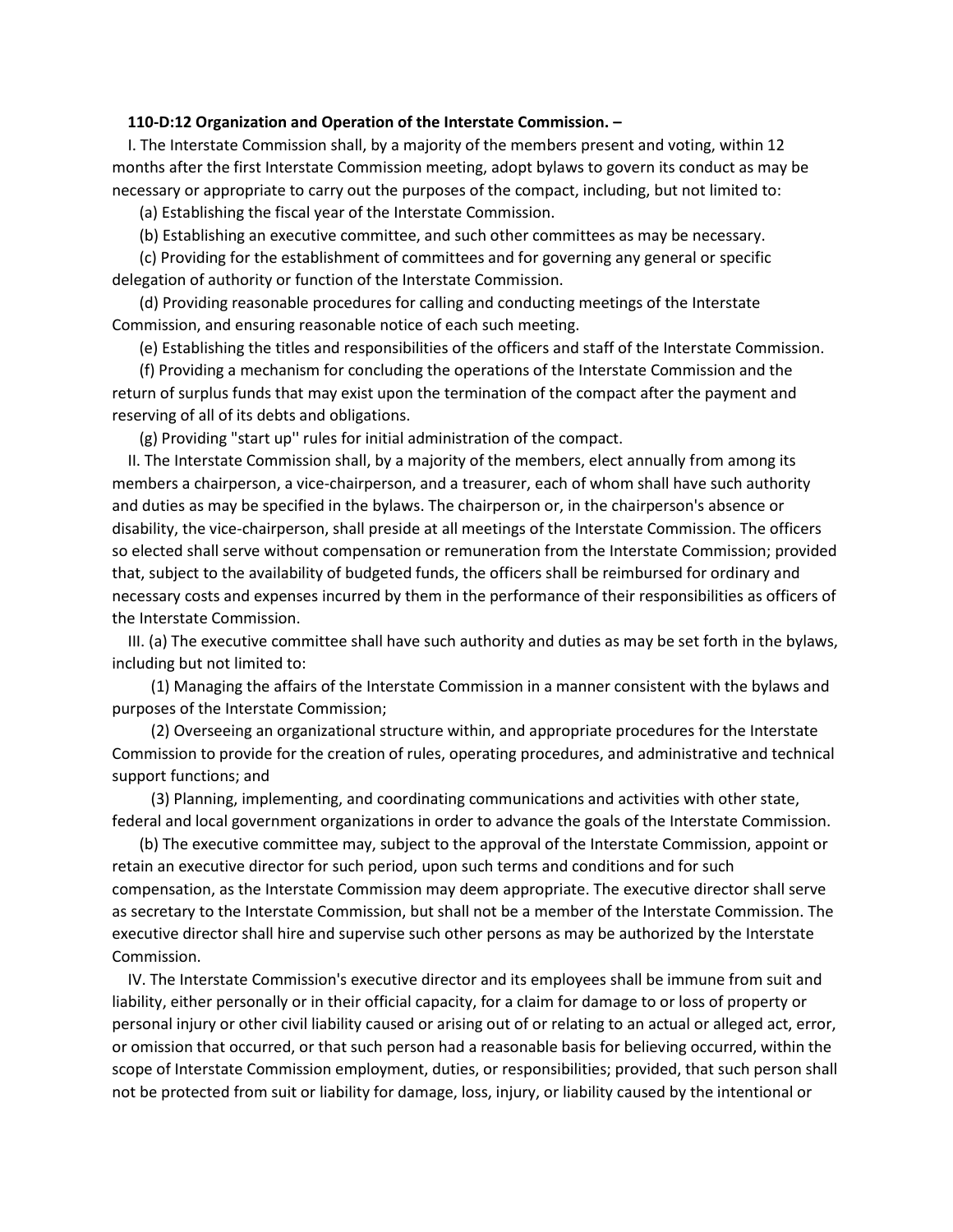**110-D:12 Organization and Operation of the Interstate Commission. –**

I. The Interstate Commission shall, by a majority of the members present and voting, within 12 months after the first Interstate Commission meeting, adopt bylaws to govern its conduct as may be necessary or appropriate to carry out the purposes of the compact, including, but not limited to:

(a) Establishing the fiscal year of the Interstate Commission.

(b) Establishing an executive committee, and such other committees as may be necessary.

(c) Providing for the establishment of committees and for governing any general or specific delegation of authority or function of the Interstate Commission.

(d) Providing reasonable procedures for calling and conducting meetings of the Interstate Commission, and ensuring reasonable notice of each such meeting.

(e) Establishing the titles and responsibilities of the officers and staff of the Interstate Commission.

(f) Providing a mechanism for concluding the operations of the Interstate Commission and the return of surplus funds that may exist upon the termination of the compact after the payment and reserving of all of its debts and obligations.

(g) Providing "start up'' rules for initial administration of the compact.

II. The Interstate Commission shall, by a majority of the members, elect annually from among its members a chairperson, a vice-chairperson, and a treasurer, each of whom shall have such authority and duties as may be specified in the bylaws. The chairperson or, in the chairperson's absence or disability, the vice-chairperson, shall preside at all meetings of the Interstate Commission. The officers so elected shall serve without compensation or remuneration from the Interstate Commission; provided that, subject to the availability of budgeted funds, the officers shall be reimbursed for ordinary and necessary costs and expenses incurred by them in the performance of their responsibilities as officers of the Interstate Commission.

III. (a) The executive committee shall have such authority and duties as may be set forth in the bylaws, including but not limited to:

(1) Managing the affairs of the Interstate Commission in a manner consistent with the bylaws and purposes of the Interstate Commission;

(2) Overseeing an organizational structure within, and appropriate procedures for the Interstate Commission to provide for the creation of rules, operating procedures, and administrative and technical support functions; and

(3) Planning, implementing, and coordinating communications and activities with other state, federal and local government organizations in order to advance the goals of the Interstate Commission.

(b) The executive committee may, subject to the approval of the Interstate Commission, appoint or retain an executive director for such period, upon such terms and conditions and for such compensation, as the Interstate Commission may deem appropriate. The executive director shall serve as secretary to the Interstate Commission, but shall not be a member of the Interstate Commission. The executive director shall hire and supervise such other persons as may be authorized by the Interstate Commission.

IV. The Interstate Commission's executive director and its employees shall be immune from suit and liability, either personally or in their official capacity, for a claim for damage to or loss of property or personal injury or other civil liability caused or arising out of or relating to an actual or alleged act, error, or omission that occurred, or that such person had a reasonable basis for believing occurred, within the scope of Interstate Commission employment, duties, or responsibilities; provided, that such person shall not be protected from suit or liability for damage, loss, injury, or liability caused by the intentional or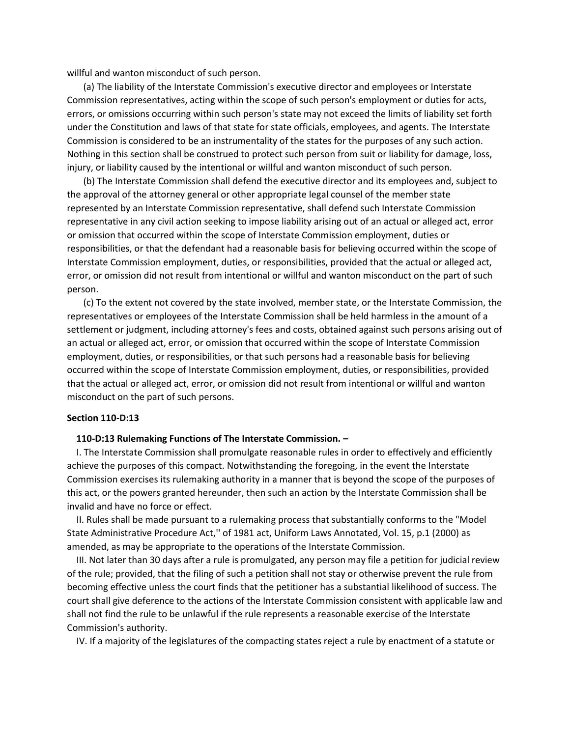willful and wanton misconduct of such person.

(a) The liability of the Interstate Commission's executive director and employees or Interstate Commission representatives, acting within the scope of such person's employment or duties for acts, errors, or omissions occurring within such person's state may not exceed the limits of liability set forth under the Constitution and laws of that state for state officials, employees, and agents. The Interstate Commission is considered to be an instrumentality of the states for the purposes of any such action. Nothing in this section shall be construed to protect such person from suit or liability for damage, loss, injury, or liability caused by the intentional or willful and wanton misconduct of such person.

(b) The Interstate Commission shall defend the executive director and its employees and, subject to the approval of the attorney general or other appropriate legal counsel of the member state represented by an Interstate Commission representative, shall defend such Interstate Commission representative in any civil action seeking to impose liability arising out of an actual or alleged act, error or omission that occurred within the scope of Interstate Commission employment, duties or responsibilities, or that the defendant had a reasonable basis for believing occurred within the scope of Interstate Commission employment, duties, or responsibilities, provided that the actual or alleged act, error, or omission did not result from intentional or willful and wanton misconduct on the part of such person.

(c) To the extent not covered by the state involved, member state, or the Interstate Commission, the representatives or employees of the Interstate Commission shall be held harmless in the amount of a settlement or judgment, including attorney's fees and costs, obtained against such persons arising out of an actual or alleged act, error, or omission that occurred within the scope of Interstate Commission employment, duties, or responsibilities, or that such persons had a reasonable basis for believing occurred within the scope of Interstate Commission employment, duties, or responsibilities, provided that the actual or alleged act, error, or omission did not result from intentional or willful and wanton misconduct on the part of such persons.

**Section 110-D:13**

**110-D:13 Rulemaking Functions of The Interstate Commission. –**

I. The Interstate Commission shall promulgate reasonable rules in order to effectively and efficiently achieve the purposes of this compact. Notwithstanding the foregoing, in the event the Interstate Commission exercises its rulemaking authority in a manner that is beyond the scope of the purposes of this act, or the powers granted hereunder, then such an action by the Interstate Commission shall be invalid and have no force or effect.

II. Rules shall be made pursuant to a rulemaking process that substantially conforms to the "Model State Administrative Procedure Act,'' of 1981 act, Uniform Laws Annotated, Vol. 15, p.1 (2000) as amended, as may be appropriate to the operations of the Interstate Commission.

III. Not later than 30 days after a rule is promulgated, any person may file a petition for judicial review of the rule; provided, that the filing of such a petition shall not stay or otherwise prevent the rule from becoming effective unless the court finds that the petitioner has a substantial likelihood of success. The court shall give deference to the actions of the Interstate Commission consistent with applicable law and shall not find the rule to be unlawful if the rule represents a reasonable exercise of the Interstate Commission's authority.

IV. If a majority of the legislatures of the compacting states reject a rule by enactment of a statute or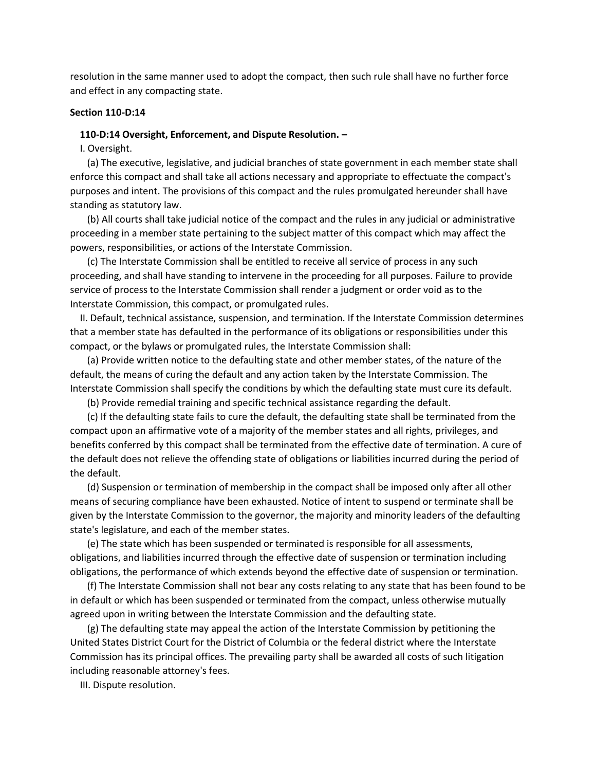resolution in the same manner used to adopt the compact, then such rule shall have no further force and effect in any compacting state.

**Section 110-D:14**

**110-D:14 Oversight, Enforcement, and Dispute Resolution. –**

I. Oversight.

(a) The executive, legislative, and judicial branches of state government in each member state shall enforce this compact and shall take all actions necessary and appropriate to effectuate the compact's purposes and intent. The provisions of this compact and the rules promulgated hereunder shall have standing as statutory law.

(b) All courts shall take judicial notice of the compact and the rules in any judicial or administrative proceeding in a member state pertaining to the subject matter of this compact which may affect the powers, responsibilities, or actions of the Interstate Commission.

(c) The Interstate Commission shall be entitled to receive all service of process in any such proceeding, and shall have standing to intervene in the proceeding for all purposes. Failure to provide service of process to the Interstate Commission shall render a judgment or order void as to the Interstate Commission, this compact, or promulgated rules.

II. Default, technical assistance, suspension, and termination. If the Interstate Commission determines that a member state has defaulted in the performance of its obligations or responsibilities under this compact, or the bylaws or promulgated rules, the Interstate Commission shall:

(a) Provide written notice to the defaulting state and other member states, of the nature of the default, the means of curing the default and any action taken by the Interstate Commission. The Interstate Commission shall specify the conditions by which the defaulting state must cure its default.

(b) Provide remedial training and specific technical assistance regarding the default.

(c) If the defaulting state fails to cure the default, the defaulting state shall be terminated from the compact upon an affirmative vote of a majority of the member states and all rights, privileges, and benefits conferred by this compact shall be terminated from the effective date of termination. A cure of the default does not relieve the offending state of obligations or liabilities incurred during the period of the default.

(d) Suspension or termination of membership in the compact shall be imposed only after all other means of securing compliance have been exhausted. Notice of intent to suspend or terminate shall be given by the Interstate Commission to the governor, the majority and minority leaders of the defaulting state's legislature, and each of the member states.

(e) The state which has been suspended or terminated is responsible for all assessments, obligations, and liabilities incurred through the effective date of suspension or termination including obligations, the performance of which extends beyond the effective date of suspension or termination.

(f) The Interstate Commission shall not bear any costs relating to any state that has been found to be in default or which has been suspended or terminated from the compact, unless otherwise mutually agreed upon in writing between the Interstate Commission and the defaulting state.

(g) The defaulting state may appeal the action of the Interstate Commission by petitioning the United States District Court for the District of Columbia or the federal district where the Interstate Commission has its principal offices. The prevailing party shall be awarded all costs of such litigation including reasonable attorney's fees.

III. Dispute resolution.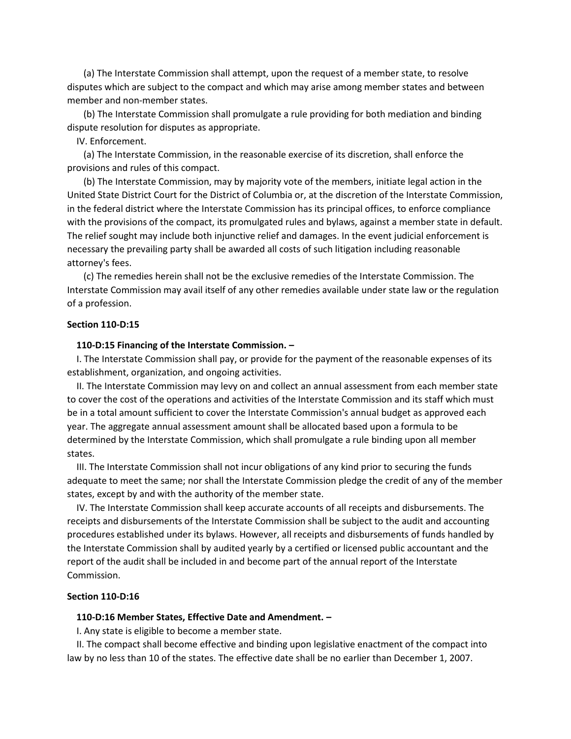(a) The Interstate Commission shall attempt, upon the request of a member state, to resolve disputes which are subject to the compact and which may arise among member states and between member and non-member states.

(b) The Interstate Commission shall promulgate a rule providing for both mediation and binding dispute resolution for disputes as appropriate.

IV. Enforcement.

(a) The Interstate Commission, in the reasonable exercise of its discretion, shall enforce the provisions and rules of this compact.

(b) The Interstate Commission, may by majority vote of the members, initiate legal action in the United State District Court for the District of Columbia or, at the discretion of the Interstate Commission, in the federal district where the Interstate Commission has its principal offices, to enforce compliance with the provisions of the compact, its promulgated rules and bylaws, against a member state in default. The relief sought may include both injunctive relief and damages. In the event judicial enforcement is necessary the prevailing party shall be awarded all costs of such litigation including reasonable attorney's fees.

(c) The remedies herein shall not be the exclusive remedies of the Interstate Commission. The Interstate Commission may avail itself of any other remedies available under state law or the regulation of a profession.

**Section 110-D:15**

**110-D:15 Financing of the Interstate Commission. –**

I. The Interstate Commission shall pay, or provide for the payment of the reasonable expenses of its establishment, organization, and ongoing activities.

II. The Interstate Commission may levy on and collect an annual assessment from each member state to cover the cost of the operations and activities of the Interstate Commission and its staff which must be in a total amount sufficient to cover the Interstate Commission's annual budget as approved each year. The aggregate annual assessment amount shall be allocated based upon a formula to be determined by the Interstate Commission, which shall promulgate a rule binding upon all member states.

III. The Interstate Commission shall not incur obligations of any kind prior to securing the funds adequate to meet the same; nor shall the Interstate Commission pledge the credit of any of the member states, except by and with the authority of the member state.

IV. The Interstate Commission shall keep accurate accounts of all receipts and disbursements. The receipts and disbursements of the Interstate Commission shall be subject to the audit and accounting procedures established under its bylaws. However, all receipts and disbursements of funds handled by the Interstate Commission shall by audited yearly by a certified or licensed public accountant and the report of the audit shall be included in and become part of the annual report of the Interstate Commission.

**Section 110-D:16**

**110-D:16 Member States, Effective Date and Amendment. –**

I. Any state is eligible to become a member state.

II. The compact shall become effective and binding upon legislative enactment of the compact into law by no less than 10 of the states. The effective date shall be no earlier than December 1, 2007.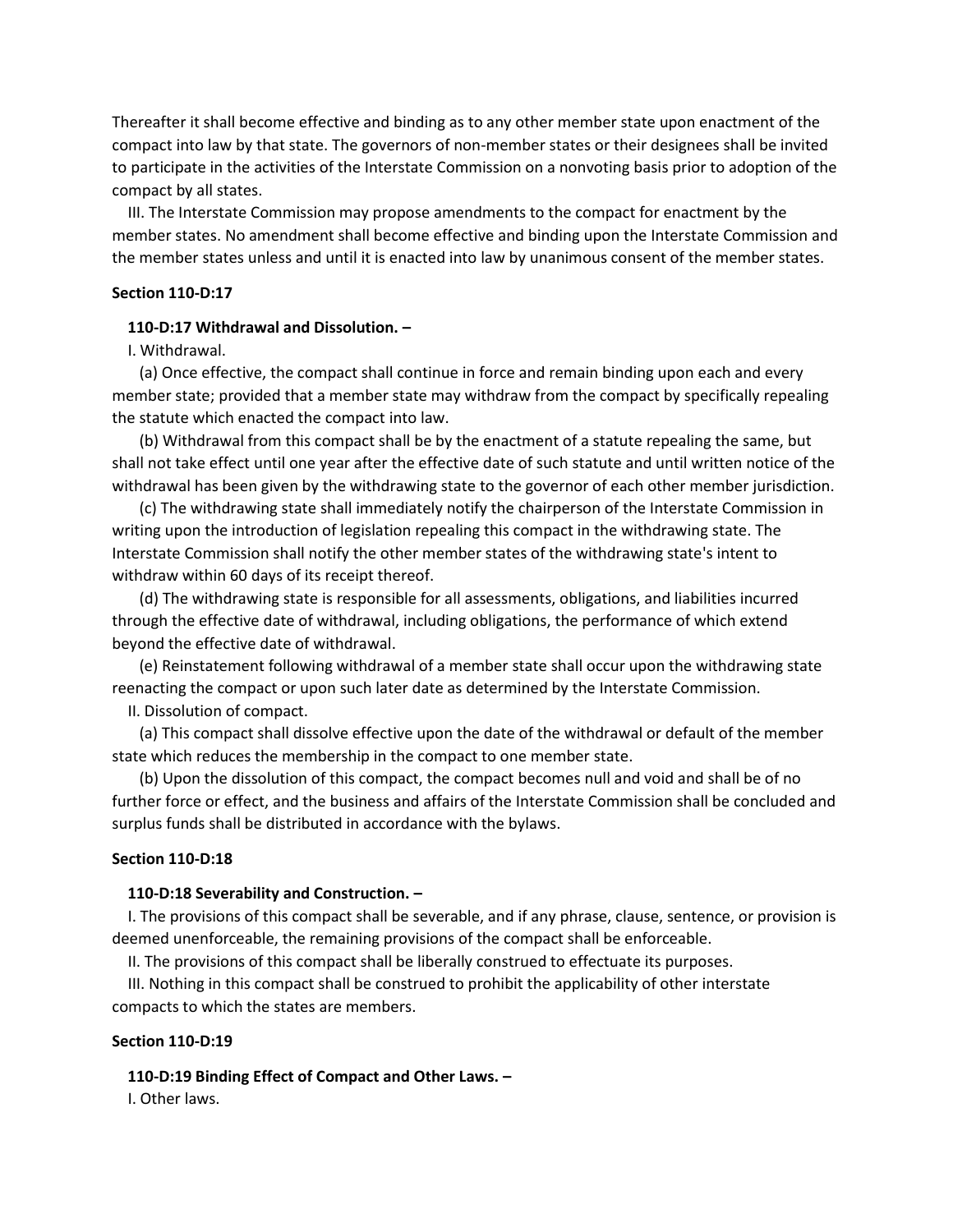Thereafter it shall become effective and binding as to any other member state upon enactment of the compact into law by that state. The governors of non-member states or their designees shall be invited to participate in the activities of the Interstate Commission on a nonvoting basis prior to adoption of the compact by all states.

III. The Interstate Commission may propose amendments to the compact for enactment by the member states. No amendment shall become effective and binding upon the Interstate Commission and the member states unless and until it is enacted into law by unanimous consent of the member states.

**Section 110-D:17**

**110-D:17 Withdrawal and Dissolution. –**

I. Withdrawal.

(a) Once effective, the compact shall continue in force and remain binding upon each and every member state; provided that a member state may withdraw from the compact by specifically repealing the statute which enacted the compact into law.

(b) Withdrawal from this compact shall be by the enactment of a statute repealing the same, but shall not take effect until one year after the effective date of such statute and until written notice of the withdrawal has been given by the withdrawing state to the governor of each other member jurisdiction.

(c) The withdrawing state shall immediately notify the chairperson of the Interstate Commission in writing upon the introduction of legislation repealing this compact in the withdrawing state. The Interstate Commission shall notify the other member states of the withdrawing state's intent to withdraw within 60 days of its receipt thereof.

(d) The withdrawing state is responsible for all assessments, obligations, and liabilities incurred through the effective date of withdrawal, including obligations, the performance of which extend beyond the effective date of withdrawal.

(e) Reinstatement following withdrawal of a member state shall occur upon the withdrawing state reenacting the compact or upon such later date as determined by the Interstate Commission.

II. Dissolution of compact.

(a) This compact shall dissolve effective upon the date of the withdrawal or default of the member state which reduces the membership in the compact to one member state.

(b) Upon the dissolution of this compact, the compact becomes null and void and shall be of no further force or effect, and the business and affairs of the Interstate Commission shall be concluded and surplus funds shall be distributed in accordance with the bylaws.

**Section 110-D:18**

**110-D:18 Severability and Construction. –**

I. The provisions of this compact shall be severable, and if any phrase, clause, sentence, or provision is deemed unenforceable, the remaining provisions of the compact shall be enforceable.

II. The provisions of this compact shall be liberally construed to effectuate its purposes.

III. Nothing in this compact shall be construed to prohibit the applicability of other interstate compacts to which the states are members.

**Section 110-D:19**

**110-D:19 Binding Effect of Compact and Other Laws. –**

I. Other laws.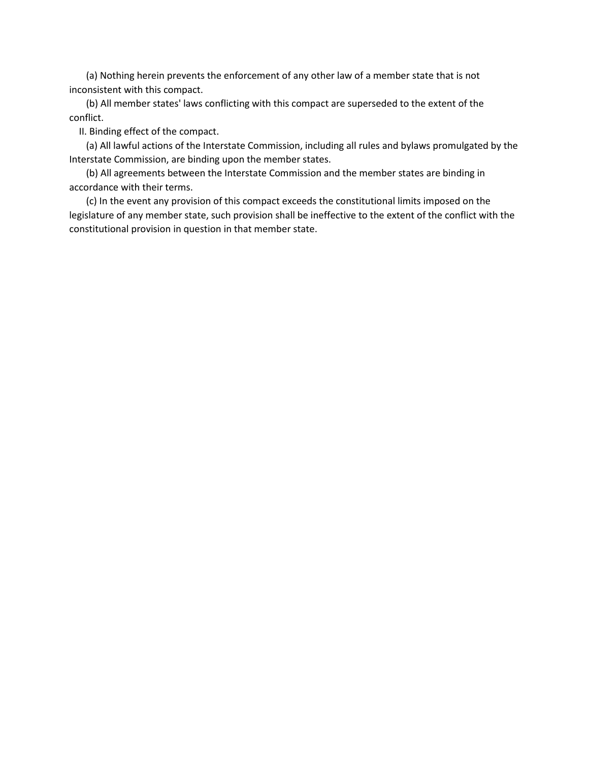(a) Nothing herein prevents the enforcement of any other law of a member state that is not inconsistent with this compact.

(b) All member states' laws conflicting with this compact are superseded to the extent of the conflict.

II. Binding effect of the compact.

(a) All lawful actions of the Interstate Commission, including all rules and bylaws promulgated by the Interstate Commission, are binding upon the member states.

(b) All agreements between the Interstate Commission and the member states are binding in accordance with their terms.

(c) In the event any provision of this compact exceeds the constitutional limits imposed on the legislature of any member state, such provision shall be ineffective to the extent of the conflict with the constitutional provision in question in that member state.